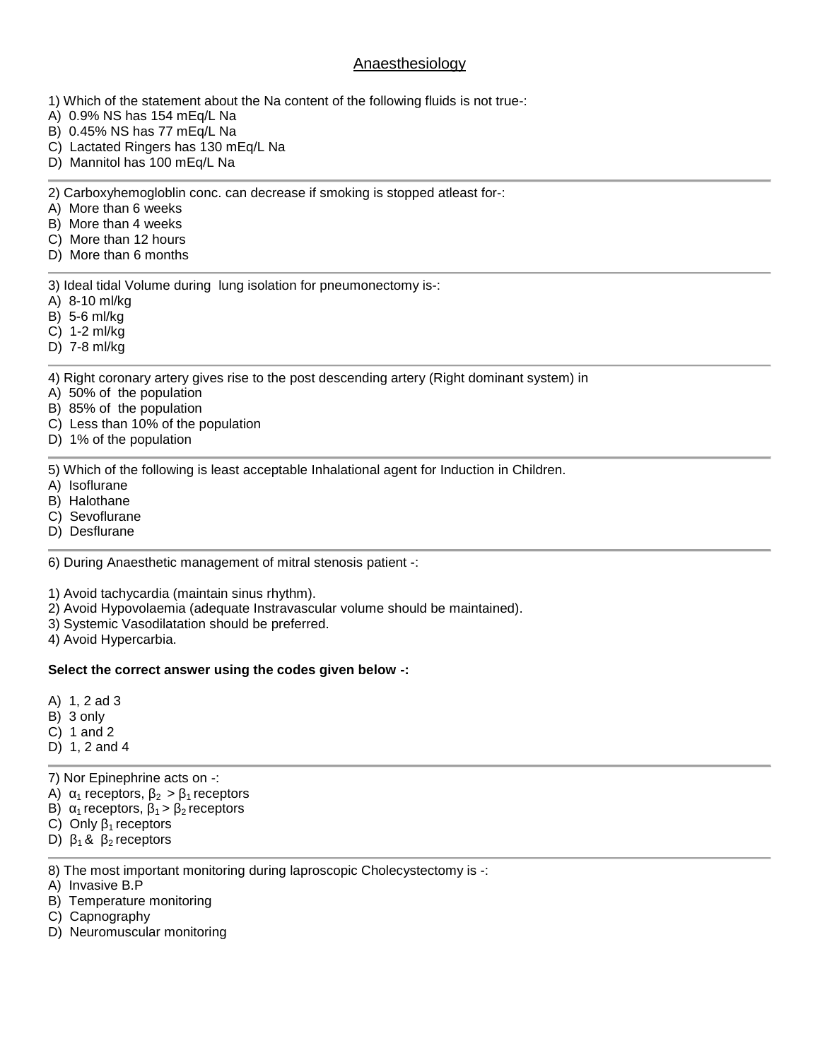## Anaesthesiology

1) Which of the statement about the Na content of the following fluids is not true-:
A) 0.9% NS has 154 mEq/L Na
B) 0.45% NS has 77 mEq/L Na
C) Lactated Ringers has 130 mEq/L Na
D) Mannitol has 100 mEq/L Na

---

2) Carboxyhemogloblin conc. can decrease if smoking is stopped atleast for-:
A) More than 6 weeks
B) More than 4 weeks
C) More than 12 hours
D) More than 6 months

---

3) Ideal tidal Volume during lung isolation for pneumonectomy is-:
A) 8-10 ml/kg
B) 5-6 ml/kg
C) 1-2 ml/kg
D) 7-8 ml/kg

---

4) Right coronary artery gives rise to the post descending artery (Right dominant system) in
A) 50% of the population
B) 85% of the population
C) Less than 10% of the population
D) 1% of the population

---

5) Which of the following is least acceptable Inhalational agent for Induction in Children.
A) Isoflurane
B) Halothane
C) Sevoflurane
D) Desflurane

---

6) During Anaesthetic management of mitral stenosis patient -:

1) Avoid tachycardia (maintain sinus rhythm).
2) Avoid Hypovolaemia (adequate Instravascular volume should be maintained).
3) Systemic Vasodilatation should be preferred.
4) Avoid Hypercarbia.

**Select the correct answer using the codes given below -:**

A) 1, 2 ad 3
B) 3 only
C) 1 and 2
D) 1, 2 and 4

---

7) Nor Epinephrine acts on -:
A) $\alpha_1$ receptors, $\beta_2 > \beta_1$ receptors
B) $\alpha_1$ receptors, $\beta_1 > \beta_2$ receptors
C) Only $\beta_1$ receptors
D) $\beta_1$ & $\beta_2$ receptors

---

8) The most important monitoring during laproscopic Cholecystectomy is -:
A) Invasive B.P
B) Temperature monitoring
C) Capnography
D) Neuromuscular monitoring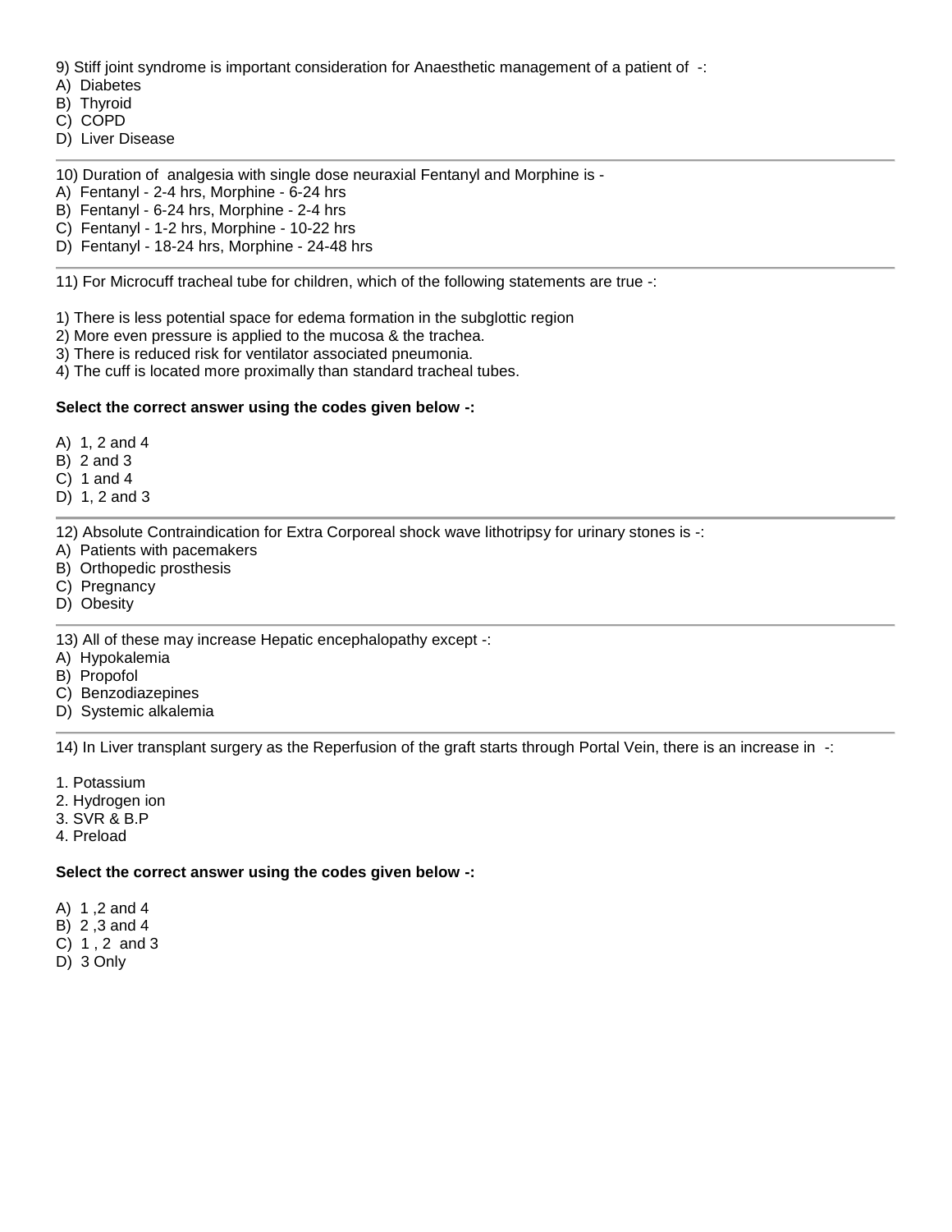9) Stiff joint syndrome is important consideration for Anaesthetic management of a patient of -:

A) Diabetes
B) Thyroid
C) COPD
D) Liver Disease

---

10) Duration of analgesia with single dose neuraxial Fentanyl and Morphine is -

A) Fentanyl - 2-4 hrs, Morphine - 6-24 hrs
B) Fentanyl - 6-24 hrs, Morphine - 2-4 hrs
C) Fentanyl - 1-2 hrs, Morphine - 10-22 hrs
D) Fentanyl - 18-24 hrs, Morphine - 24-48 hrs

---

11) For Microcuff tracheal tube for children, which of the following statements are true -:

1) There is less potential space for edema formation in the subglottic region
2) More even pressure is applied to the mucosa & the trachea.
3) There is reduced risk for ventilator associated pneumonia.
4) The cuff is located more proximally than standard tracheal tubes.

**Select the correct answer using the codes given below -:**

A) 1, 2 and 4
B) 2 and 3
C) 1 and 4
D) 1, 2 and 3

---

12) Absolute Contraindication for Extra Corporeal shock wave lithotripsy for urinary stones is -:

A) Patients with pacemakers
B) Orthopedic prosthesis
C) Pregnancy
D) Obesity

---

13) All of these may increase Hepatic encephalopathy except -:

A) Hypokalemia
B) Propofol
C) Benzodiazepines
D) Systemic alkalemia

---

14) In Liver transplant surgery as the Reperfusion of the graft starts through Portal Vein, there is an increase in -:

1. Potassium
2. Hydrogen ion
3. SVR & B.P
4. Preload

**Select the correct answer using the codes given below -:**

A) 1 ,2 and 4
B) 2 ,3 and 4
C) 1 , 2 and 3
D) 3 Only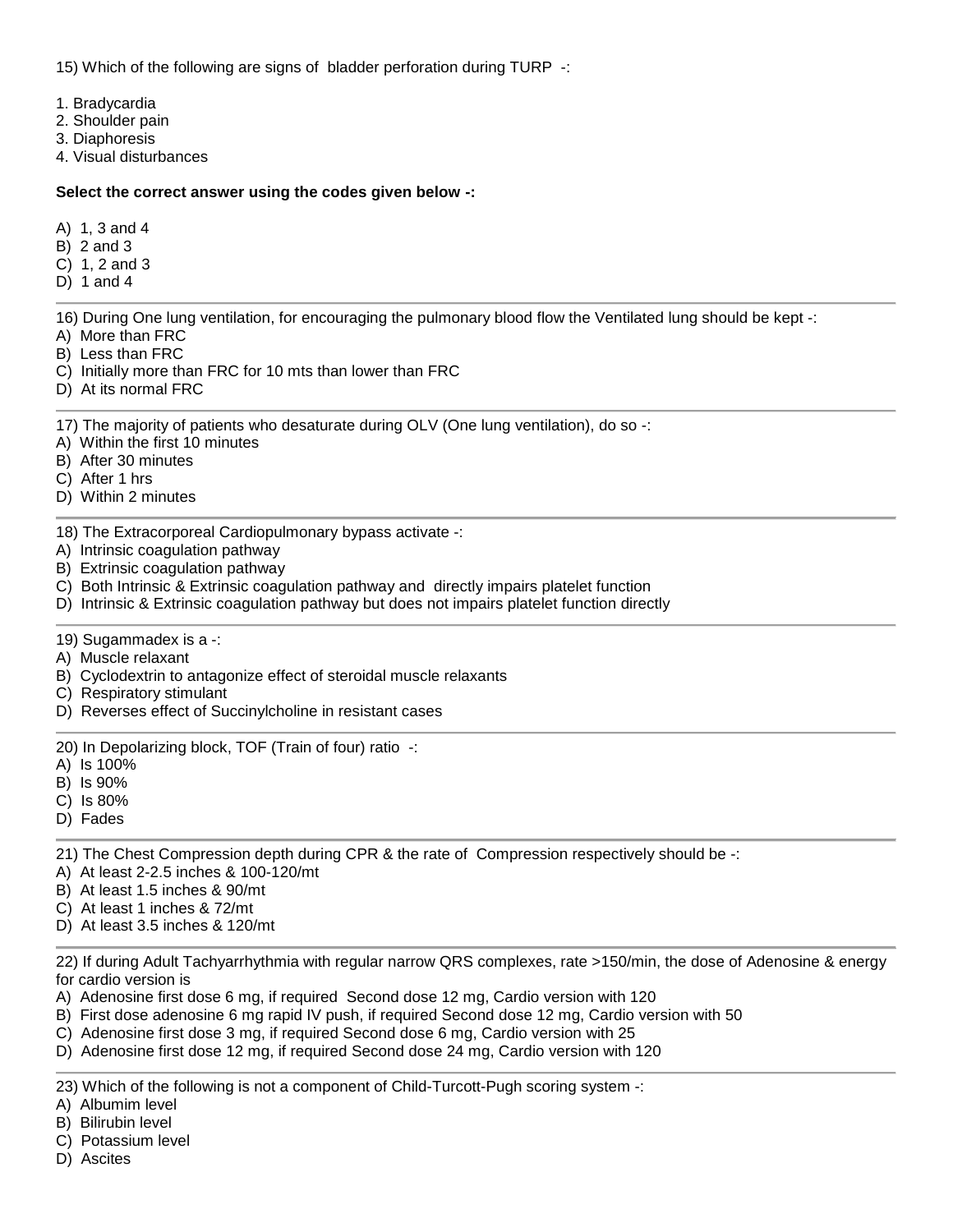15) Which of the following are signs of bladder perforation during TURP -:

1. Bradycardia
2. Shoulder pain
3. Diaphoresis
4. Visual disturbances

**Select the correct answer using the codes given below -:**

A) 1, 3 and 4
B) 2 and 3
C) 1, 2 and 3
D) 1 and 4

---

16) During One lung ventilation, for encouraging the pulmonary blood flow the Ventilated lung should be kept -:
A) More than FRC
B) Less than FRC
C) Initially more than FRC for 10 mts than lower than FRC
D) At its normal FRC

---

17) The majority of patients who desaturate during OLV (One lung ventilation), do so -:
A) Within the first 10 minutes
B) After 30 minutes
C) After 1 hrs
D) Within 2 minutes

---

18) The Extracorporeal Cardiopulmonary bypass activate -:
A) Intrinsic coagulation pathway
B) Extrinsic coagulation pathway
C) Both Intrinsic & Extrinsic coagulation pathway and directly impairs platelet function
D) Intrinsic & Extrinsic coagulation pathway but does not impairs platelet function directly

---

19) Sugammadex is a -:
A) Muscle relaxant
B) Cyclodextrin to antagonize effect of steroidal muscle relaxants
C) Respiratory stimulant
D) Reverses effect of Succinylcholine in resistant cases

---

20) In Depolarizing block, TOF (Train of four) ratio -:
A) Is 100%
B) Is 90%
C) Is 80%
D) Fades

---

21) The Chest Compression depth during CPR & the rate of Compression respectively should be -:
A) At least 2-2.5 inches & 100-120/mt
B) At least 1.5 inches & 90/mt
C) At least 1 inches & 72/mt
D) At least 3.5 inches & 120/mt

---

22) If during Adult Tachyarrhythmia with regular narrow QRS complexes, rate >150/min, the dose of Adenosine & energy for cardio version is
A) Adenosine first dose 6 mg, if required Second dose 12 mg, Cardio version with 120
B) First dose adenosine 6 mg rapid IV push, if required Second dose 12 mg, Cardio version with 50
C) Adenosine first dose 3 mg, if required Second dose 6 mg, Cardio version with 25
D) Adenosine first dose 12 mg, if required Second dose 24 mg, Cardio version with 120

---

23) Which of the following is not a component of Child-Turcott-Pugh scoring system -:
A) Albumim level
B) Bilirubin level
C) Potassium level
D) Ascites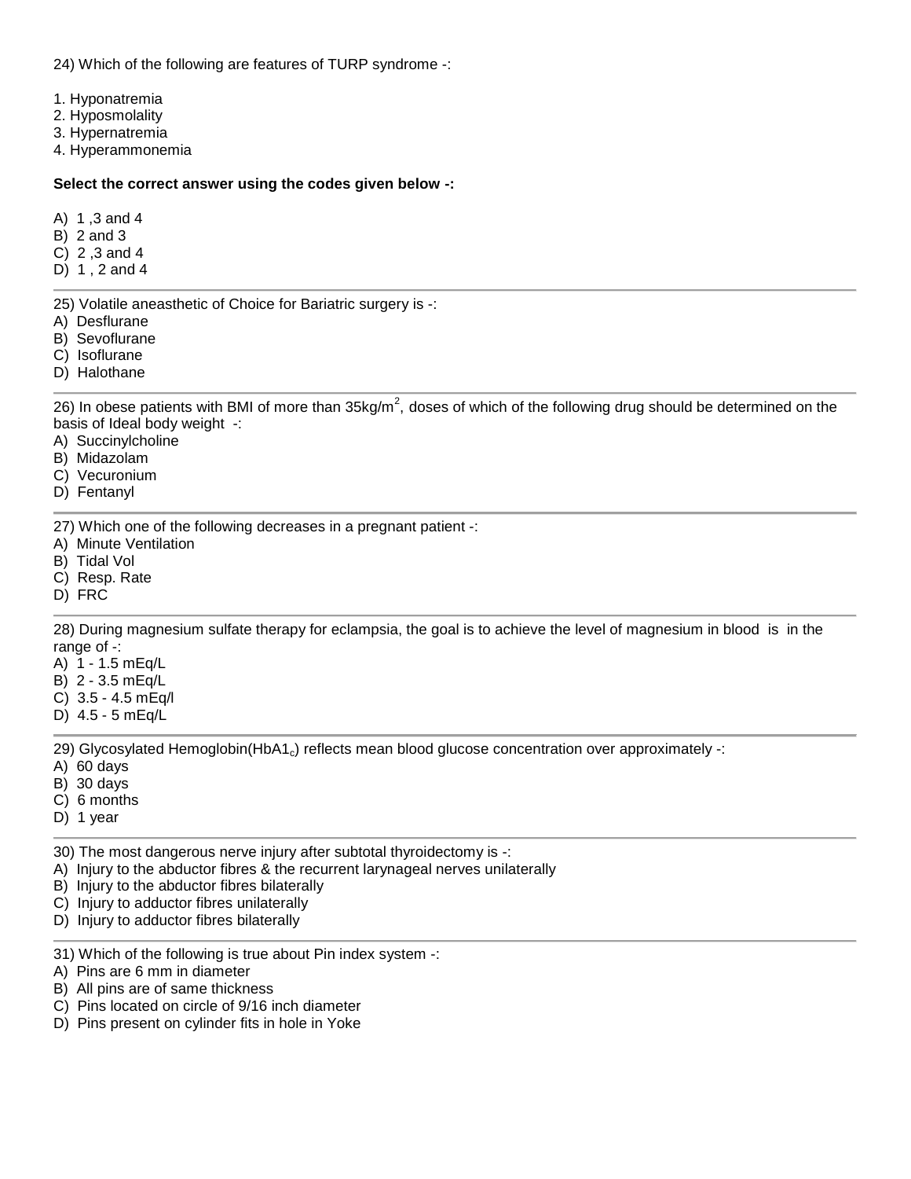24) Which of the following are features of TURP syndrome -:

1. Hyponatremia
2. Hyposmolality
3. Hypernatremia
4. Hyperammonemia

**Select the correct answer using the codes given below -:**

A) 1 ,3 and 4
B) 2 and 3
C) 2 ,3 and 4
D) 1 , 2 and 4

---

25) Volatile aneasthetic of Choice for Bariatric surgery is -:
A) Desflurane
B) Sevoflurane
C) Isoflurane
D) Halothane

---

26) In obese patients with BMI of more than $35kg/m^2$, doses of which of the following drug should be determined on the basis of Ideal body weight -:
A) Succinylcholine
B) Midazolam
C) Vecuronium
D) Fentanyl

---

27) Which one of the following decreases in a pregnant patient -:
A) Minute Ventilation
B) Tidal Vol
C) Resp. Rate
D) FRC

---

28) During magnesium sulfate therapy for eclampsia, the goal is to achieve the level of magnesium in blood is in the range of -:
A) 1 - 1.5 mEq/L
B) 2 - 3.5 mEq/L
C) 3.5 - 4.5 mEq/l
D) 4.5 - 5 mEq/L

---

29) Glycosylated Hemoglobin($HbA1_c$) reflects mean blood glucose concentration over approximately -:
A) 60 days
B) 30 days
C) 6 months
D) 1 year

---

30) The most dangerous nerve injury after subtotal thyroidectomy is -:
A) Injury to the abductor fibres & the recurrent larynageal nerves unilaterally
B) Injury to the abductor fibres bilaterally
C) Injury to adductor fibres unilaterally
D) Injury to adductor fibres bilaterally

---

31) Which of the following is true about Pin index system -:
A) Pins are 6 mm in diameter
B) All pins are of same thickness
C) Pins located on circle of 9/16 inch diameter
D) Pins present on cylinder fits in hole in Yoke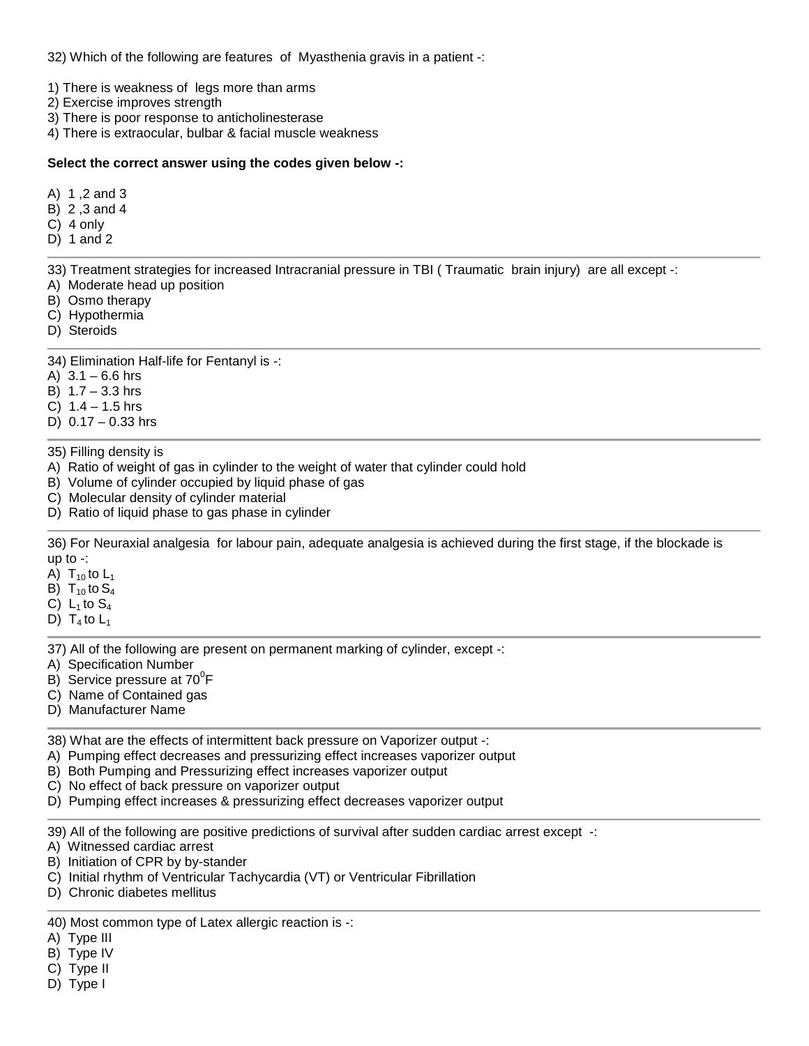32) Which of the following are features of Myasthenia gravis in a patient -:

1) There is weakness of legs more than arms
2) Exercise improves strength
3) There is poor response to anticholinesterase
4) There is extraocular, bulbar & facial muscle weakness

**Select the correct answer using the codes given below -:**

A) 1 ,2 and 3
B) 2 ,3 and 4
C) 4 only
D) 1 and 2

---

33) Treatment strategies for increased Intracranial pressure in TBI ( Traumatic brain injury) are all except -:
A) Moderate head up position
B) Osmo therapy
C) Hypothermia
D) Steroids

---

34) Elimination Half-life for Fentanyl is -:
A) 3.1 – 6.6 hrs
B) 1.7 – 3.3 hrs
C) 1.4 – 1.5 hrs
D) 0.17 – 0.33 hrs

---

35) Filling density is
A) Ratio of weight of gas in cylinder to the weight of water that cylinder could hold
B) Volume of cylinder occupied by liquid phase of gas
C) Molecular density of cylinder material
D) Ratio of liquid phase to gas phase in cylinder

---

36) For Neuraxial analgesia for labour pain, adequate analgesia is achieved during the first stage, if the blockade is up to -:
A) $T_{10}$ to $L_1$
B) $T_{10}$ to $S_4$
C) $L_1$ to $S_4$
D) $T_4$ to $L_1$

---

37) All of the following are present on permanent marking of cylinder, except -:
A) Specification Number
B) Service pressure at $70^0$F
C) Name of Contained gas
D) Manufacturer Name

---

38) What are the effects of intermittent back pressure on Vaporizer output -:
A) Pumping effect decreases and pressurizing effect increases vaporizer output
B) Both Pumping and Pressurizing effect increases vaporizer output
C) No effect of back pressure on vaporizer output
D) Pumping effect increases & pressurizing effect decreases vaporizer output

---

39) All of the following are positive predictions of survival after sudden cardiac arrest except -:
A) Witnessed cardiac arrest
B) Initiation of CPR by by-stander
C) Initial rhythm of Ventricular Tachycardia (VT) or Ventricular Fibrillation
D) Chronic diabetes mellitus

---

40) Most common type of Latex allergic reaction is -:
A) Type III
B) Type IV
C) Type II
D) Type I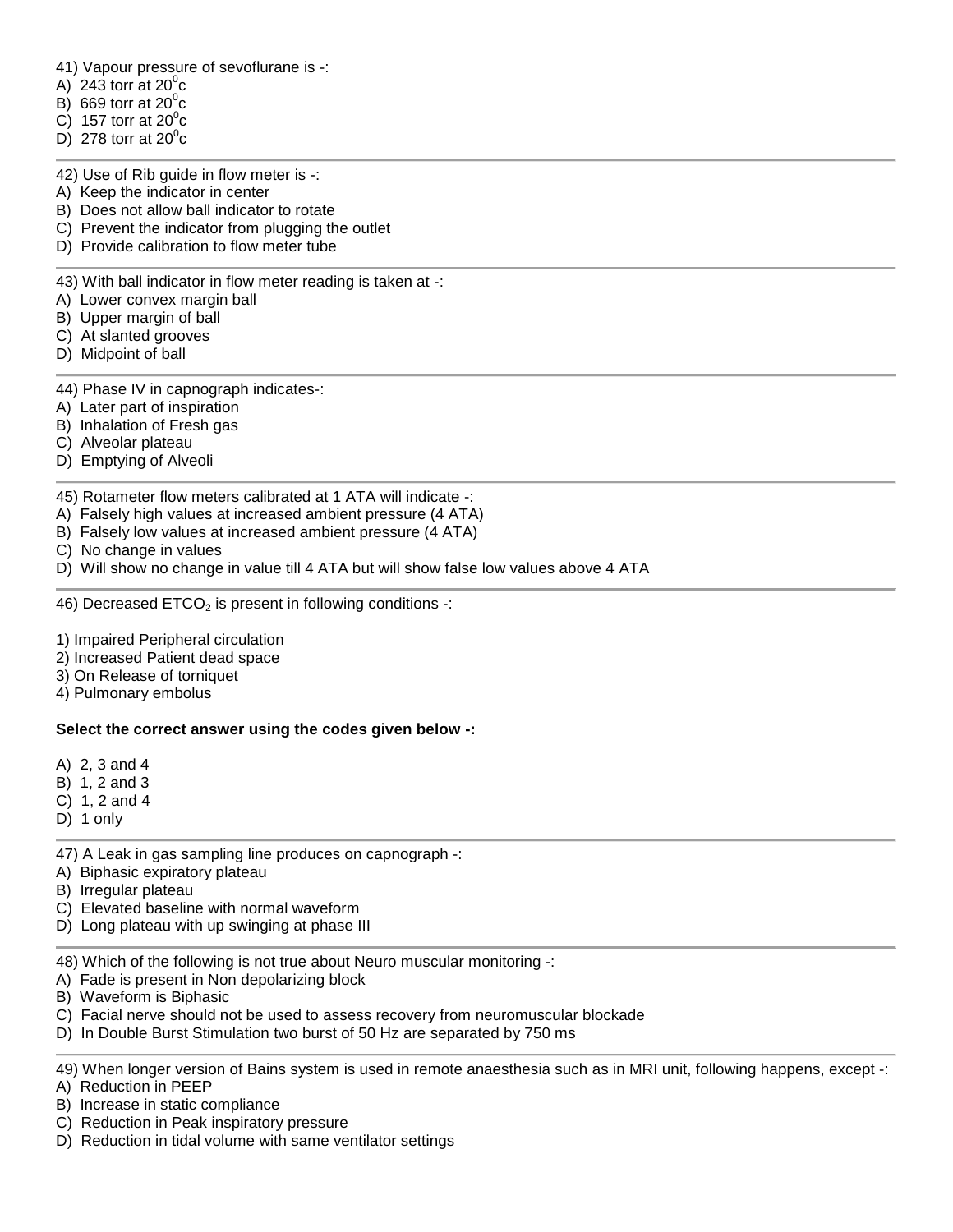41) Vapour pressure of sevoflurane is -:
A) 243 torr at $20^0$c
B) 669 torr at $20^0$c
C) 157 torr at $20^0$c
D) 278 torr at $20^0$c

---

42) Use of Rib guide in flow meter is -:
A) Keep the indicator in center
B) Does not allow ball indicator to rotate
C) Prevent the indicator from plugging the outlet
D) Provide calibration to flow meter tube

---

43) With ball indicator in flow meter reading is taken at -:
A) Lower convex margin ball
B) Upper margin of ball
C) At slanted grooves
D) Midpoint of ball

---

44) Phase IV in capnograph indicates-:
A) Later part of inspiration
B) Inhalation of Fresh gas
C) Alveolar plateau
D) Emptying of Alveoli

---

45) Rotameter flow meters calibrated at 1 ATA will indicate -:
A) Falsely high values at increased ambient pressure (4 ATA)
B) Falsely low values at increased ambient pressure (4 ATA)
C) No change in values
D) Will show no change in value till 4 ATA but will show false low values above 4 ATA

---

46) Decreased $ETCO_2$ is present in following conditions -:

1) Impaired Peripheral circulation
2) Increased Patient dead space
3) On Release of torniquet
4) Pulmonary embolus

**Select the correct answer using the codes given below -:**

A) 2, 3 and 4
B) 1, 2 and 3
C) 1, 2 and 4
D) 1 only

---

47) A Leak in gas sampling line produces on capnograph -:
A) Biphasic expiratory plateau
B) Irregular plateau
C) Elevated baseline with normal waveform
D) Long plateau with up swinging at phase III

---

48) Which of the following is not true about Neuro muscular monitoring -:
A) Fade is present in Non depolarizing block
B) Waveform is Biphasic
C) Facial nerve should not be used to assess recovery from neuromuscular blockade
D) In Double Burst Stimulation two burst of 50 Hz are separated by 750 ms

---

49) When longer version of Bains system is used in remote anaesthesia such as in MRI unit, following happens, except -:
A) Reduction in PEEP
B) Increase in static compliance
C) Reduction in Peak inspiratory pressure
D) Reduction in tidal volume with same ventilator settings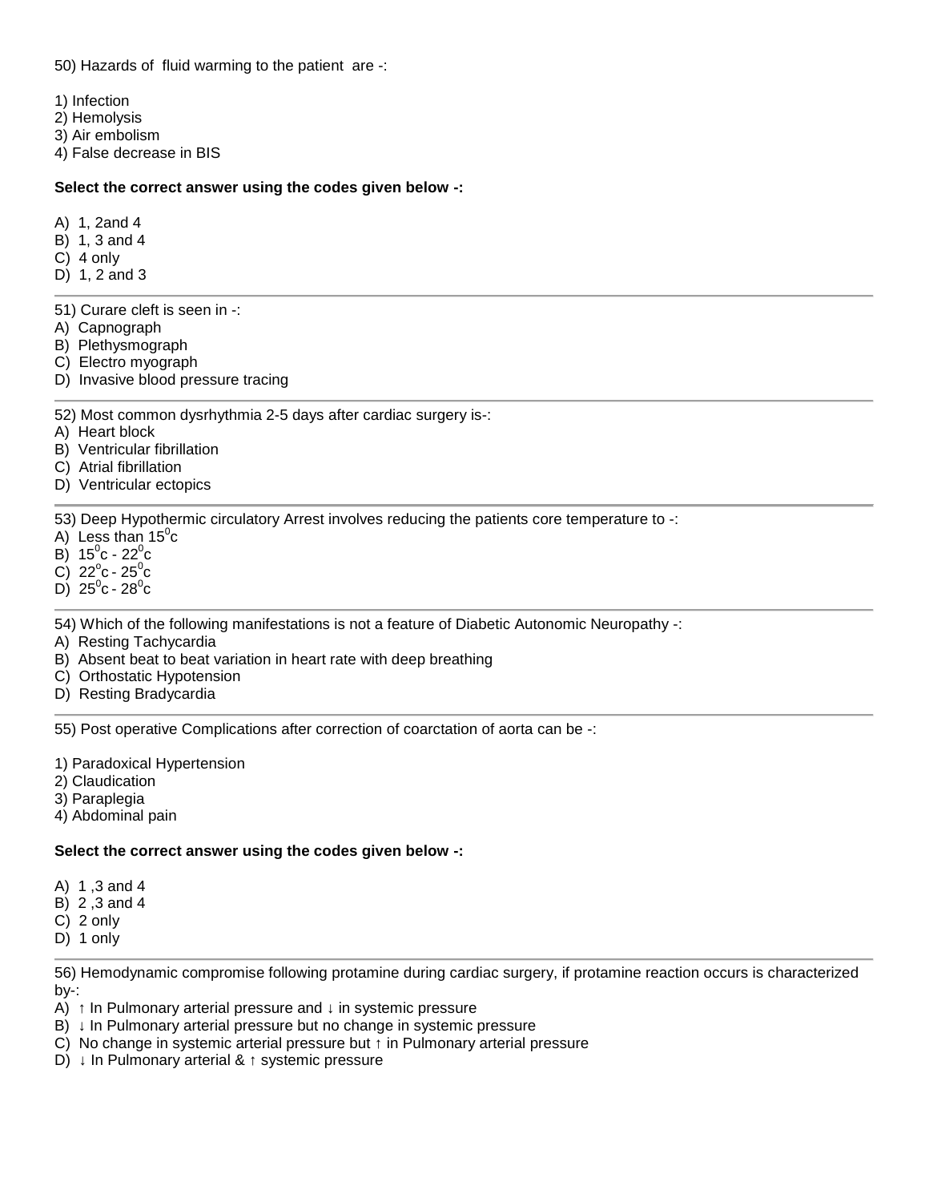50) Hazards of fluid warming to the patient are -:

1) Infection
2) Hemolysis
3) Air embolism
4) False decrease in BIS

**Select the correct answer using the codes given below -:**

A) 1, 2and 4
B) 1, 3 and 4
C) 4 only
D) 1, 2 and 3

---

51) Curare cleft is seen in -:
A) Capnograph
B) Plethysmograph
C) Electro myograph
D) Invasive blood pressure tracing

---

52) Most common dysrhythmia 2-5 days after cardiac surgery is-:
A) Heart block
B) Ventricular fibrillation
C) Atrial fibrillation
D) Ventricular ectopics

---

53) Deep Hypothermic circulatory Arrest involves reducing the patients core temperature to -:
A) Less than $15^0$c
B) $15^0$c - $22^0$c
C) $22^o$c - $25^0$c
D) $25^0$c - $28^0$c

---

54) Which of the following manifestations is not a feature of Diabetic Autonomic Neuropathy -:
A) Resting Tachycardia
B) Absent beat to beat variation in heart rate with deep breathing
C) Orthostatic Hypotension
D) Resting Bradycardia

---

55) Post operative Complications after correction of coarctation of aorta can be -:

1) Paradoxical Hypertension
2) Claudication
3) Paraplegia
4) Abdominal pain

**Select the correct answer using the codes given below -:**

A) 1 ,3 and 4
B) 2 ,3 and 4
C) 2 only
D) 1 only

---

56) Hemodynamic compromise following protamine during cardiac surgery, if protamine reaction occurs is characterized by-:
A) ↑ In Pulmonary arterial pressure and ↓ in systemic pressure
B) ↓ In Pulmonary arterial pressure but no change in systemic pressure
C) No change in systemic arterial pressure but ↑ in Pulmonary arterial pressure
D) ↓ In Pulmonary arterial & ↑ systemic pressure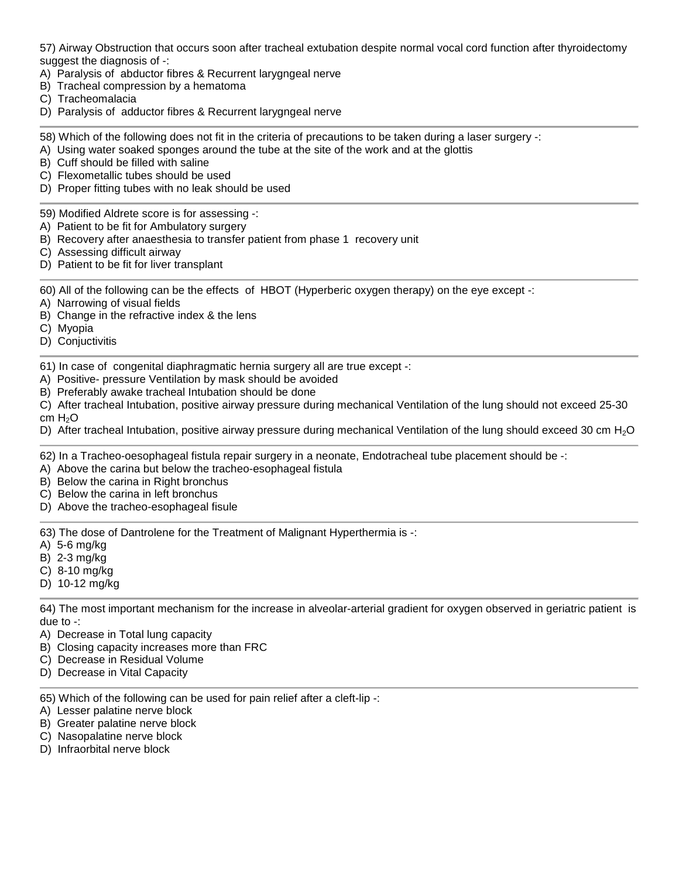57) Airway Obstruction that occurs soon after tracheal extubation despite normal vocal cord function after thyroidectomy suggest the diagnosis of -:

A) Paralysis of abductor fibres & Recurrent larygngeal nerve
B) Tracheal compression by a hematoma
C) Tracheomalacia
D) Paralysis of adductor fibres & Recurrent larygngeal nerve

---

58) Which of the following does not fit in the criteria of precautions to be taken during a laser surgery -:

A) Using water soaked sponges around the tube at the site of the work and at the glottis
B) Cuff should be filled with saline
C) Flexometallic tubes should be used
D) Proper fitting tubes with no leak should be used

---

59) Modified Aldrete score is for assessing -:

A) Patient to be fit for Ambulatory surgery
B) Recovery after anaesthesia to transfer patient from phase 1 recovery unit
C) Assessing difficult airway
D) Patient to be fit for liver transplant

---

60) All of the following can be the effects of HBOT (Hyperberic oxygen therapy) on the eye except -:

A) Narrowing of visual fields
B) Change in the refractive index & the lens
C) Myopia
D) Conjuctivitis

---

61) In case of congenital diaphragmatic hernia surgery all are true except -:

A) Positive- pressure Ventilation by mask should be avoided
B) Preferably awake tracheal Intubation should be done
C) After tracheal Intubation, positive airway pressure during mechanical Ventilation of the lung should not exceed 25-30 cm $H_2O$
D) After tracheal Intubation, positive airway pressure during mechanical Ventilation of the lung should exceed 30 cm $H_2O$

---

62) In a Tracheo-oesophageal fistula repair surgery in a neonate, Endotracheal tube placement should be -:

A) Above the carina but below the tracheo-esophageal fistula
B) Below the carina in Right bronchus
C) Below the carina in left bronchus
D) Above the tracheo-esophageal fisule

---

63) The dose of Dantrolene for the Treatment of Malignant Hyperthermia is -:

A) 5-6 mg/kg
B) 2-3 mg/kg
C) 8-10 mg/kg
D) 10-12 mg/kg

---

64) The most important mechanism for the increase in alveolar-arterial gradient for oxygen observed in geriatric patient is due to -:

A) Decrease in Total lung capacity
B) Closing capacity increases more than FRC
C) Decrease in Residual Volume
D) Decrease in Vital Capacity

---

65) Which of the following can be used for pain relief after a cleft-lip -:

A) Lesser palatine nerve block
B) Greater palatine nerve block
C) Nasopalatine nerve block
D) Infraorbital nerve block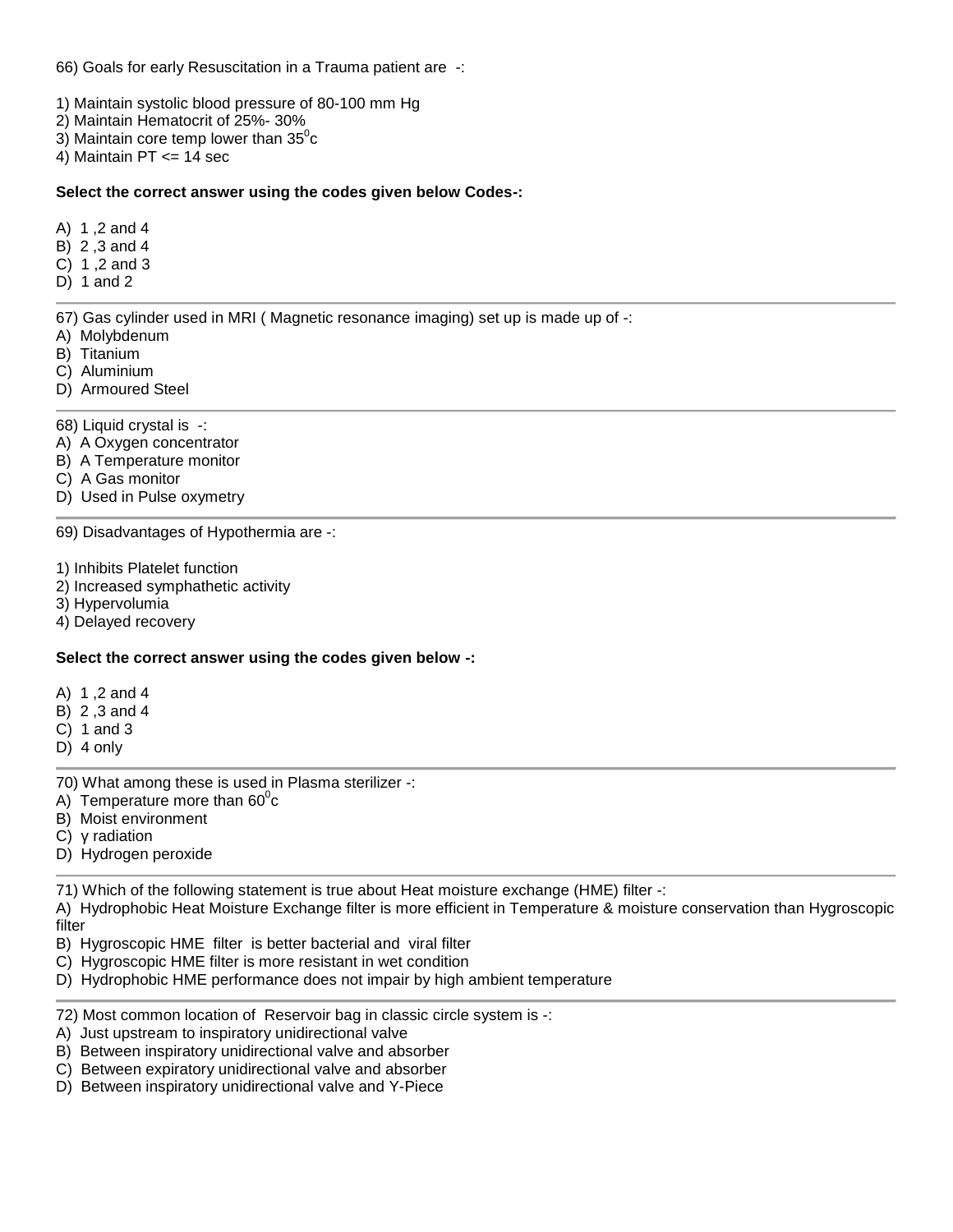66) Goals for early Resuscitation in a Trauma patient are -:

1) Maintain systolic blood pressure of 80-100 mm Hg
2) Maintain Hematocrit of 25%- 30%
3) Maintain core temp lower than $35^0$c
4) Maintain PT <= 14 sec

**Select the correct answer using the codes given below Codes-:**

A) 1 ,2 and 4
B) 2 ,3 and 4
C) 1 ,2 and 3
D) 1 and 2

---

67) Gas cylinder used in MRI ( Magnetic resonance imaging) set up is made up of -:
A) Molybdenum
B) Titanium
C) Aluminium
D) Armoured Steel

---

68) Liquid crystal is -:
A) A Oxygen concentrator
B) A Temperature monitor
C) A Gas monitor
D) Used in Pulse oxymetry

---

69) Disadvantages of Hypothermia are -:

1) Inhibits Platelet function
2) Increased symphathetic activity
3) Hypervolumia
4) Delayed recovery

**Select the correct answer using the codes given below -:**

A) 1 ,2 and 4
B) 2 ,3 and 4
C) 1 and 3
D) 4 only

---

70) What among these is used in Plasma sterilizer -:
A) Temperature more than $60^0$c
B) Moist environment
C) γ radiation
D) Hydrogen peroxide

---

71) Which of the following statement is true about Heat moisture exchange (HME) filter -:
A) Hydrophobic Heat Moisture Exchange filter is more efficient in Temperature & moisture conservation than Hygroscopic filter
B) Hygroscopic HME filter is better bacterial and viral filter
C) Hygroscopic HME filter is more resistant in wet condition
D) Hydrophobic HME performance does not impair by high ambient temperature

---

72) Most common location of Reservoir bag in classic circle system is -:
A) Just upstream to inspiratory unidirectional valve
B) Between inspiratory unidirectional valve and absorber
C) Between expiratory unidirectional valve and absorber
D) Between inspiratory unidirectional valve and Y-Piece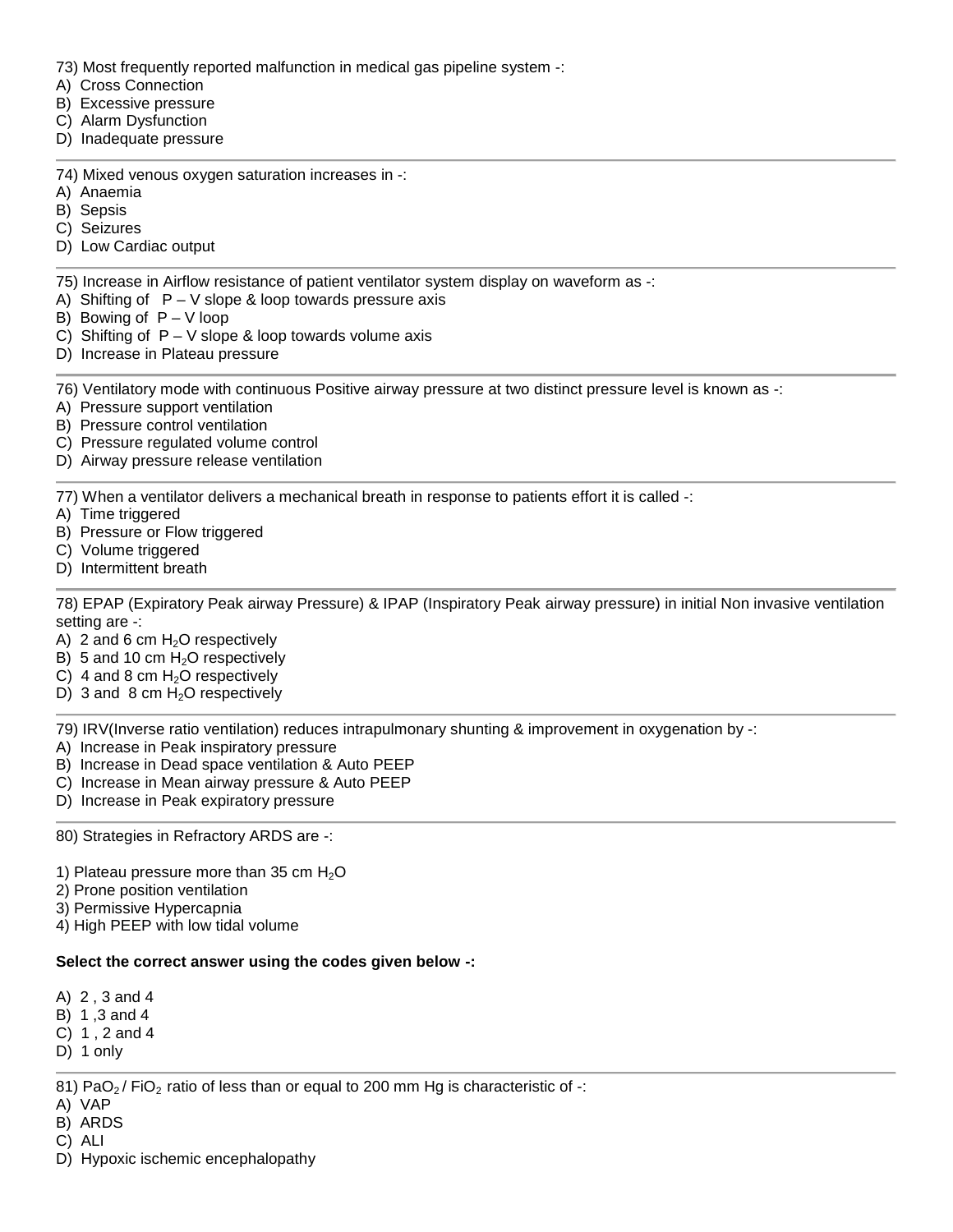73) Most frequently reported malfunction in medical gas pipeline system -:

A) Cross Connection
B) Excessive pressure
C) Alarm Dysfunction
D) Inadequate pressure

---

74) Mixed venous oxygen saturation increases in -:

A) Anaemia
B) Sepsis
C) Seizures
D) Low Cardiac output

---

75) Increase in Airflow resistance of patient ventilator system display on waveform as -:

A) Shifting of P – V slope & loop towards pressure axis
B) Bowing of P – V loop
C) Shifting of P – V slope & loop towards volume axis
D) Increase in Plateau pressure

---

76) Ventilatory mode with continuous Positive airway pressure at two distinct pressure level is known as -:

A) Pressure support ventilation
B) Pressure control ventilation
C) Pressure regulated volume control
D) Airway pressure release ventilation

---

77) When a ventilator delivers a mechanical breath in response to patients effort it is called -:

A) Time triggered
B) Pressure or Flow triggered
C) Volume triggered
D) Intermittent breath

---

78) EPAP (Expiratory Peak airway Pressure) & IPAP (Inspiratory Peak airway pressure) in initial Non invasive ventilation setting are -:

A) 2 and 6 cm $H_2O$ respectively
B) 5 and 10 cm $H_2O$ respectively
C) 4 and 8 cm $H_2O$ respectively
D) 3 and 8 cm $H_2O$ respectively

---

79) IRV(Inverse ratio ventilation) reduces intrapulmonary shunting & improvement in oxygenation by -:

A) Increase in Peak inspiratory pressure
B) Increase in Dead space ventilation & Auto PEEP
C) Increase in Mean airway pressure & Auto PEEP
D) Increase in Peak expiratory pressure

---

80) Strategies in Refractory ARDS are -:

1) Plateau pressure more than 35 cm $H_2O$
2) Prone position ventilation
3) Permissive Hypercapnia
4) High PEEP with low tidal volume

**Select the correct answer using the codes given below -:**

A) 2 , 3 and 4
B) 1 ,3 and 4
C) 1 , 2 and 4
D) 1 only

---

81) $PaO_2$ / $FiO_2$ ratio of less than or equal to 200 mm Hg is characteristic of -:

A) VAP
B) ARDS
C) ALI
D) Hypoxic ischemic encephalopathy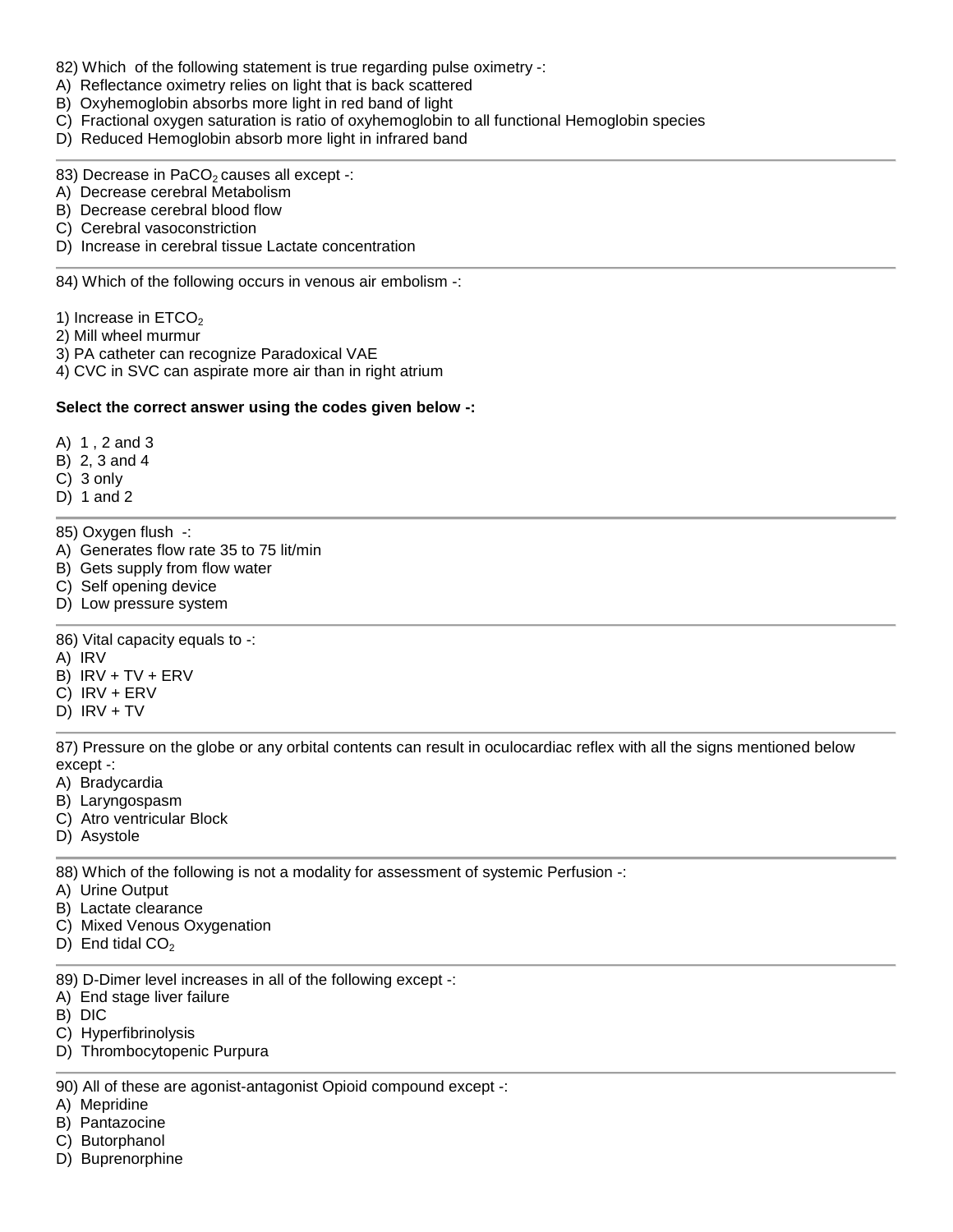82) Which of the following statement is true regarding pulse oximetry -:
A) Reflectance oximetry relies on light that is back scattered
B) Oxyhemoglobin absorbs more light in red band of light
C) Fractional oxygen saturation is ratio of oxyhemoglobin to all functional Hemoglobin species
D) Reduced Hemoglobin absorb more light in infrared band

---

83) Decrease in $PaCO_2$ causes all except -:
A) Decrease cerebral Metabolism
B) Decrease cerebral blood flow
C) Cerebral vasoconstriction
D) Increase in cerebral tissue Lactate concentration

---

84) Which of the following occurs in venous air embolism -:

1) Increase in $ETCO_2$
2) Mill wheel murmur
3) PA catheter can recognize Paradoxical VAE
4) CVC in SVC can aspirate more air than in right atrium

**Select the correct answer using the codes given below -:**

A) 1 , 2 and 3
B) 2, 3 and 4
C) 3 only
D) 1 and 2

---

85) Oxygen flush -:
A) Generates flow rate 35 to 75 lit/min
B) Gets supply from flow water
C) Self opening device
D) Low pressure system

---

86) Vital capacity equals to -:
A) IRV
B) IRV + TV + ERV
C) IRV + ERV
D) IRV + TV

---

87) Pressure on the globe or any orbital contents can result in oculocardiac reflex with all the signs mentioned below except -:
A) Bradycardia
B) Laryngospasm
C) Atro ventricular Block
D) Asystole

---

88) Which of the following is not a modality for assessment of systemic Perfusion -:
A) Urine Output
B) Lactate clearance
C) Mixed Venous Oxygenation
D) End tidal $CO_2$

---

89) D-Dimer level increases in all of the following except -:
A) End stage liver failure
B) DIC
C) Hyperfibrinolysis
D) Thrombocytopenic Purpura

---

90) All of these are agonist-antagonist Opioid compound except -:
A) Mepridine
B) Pantazocine
C) Butorphanol
D) Buprenorphine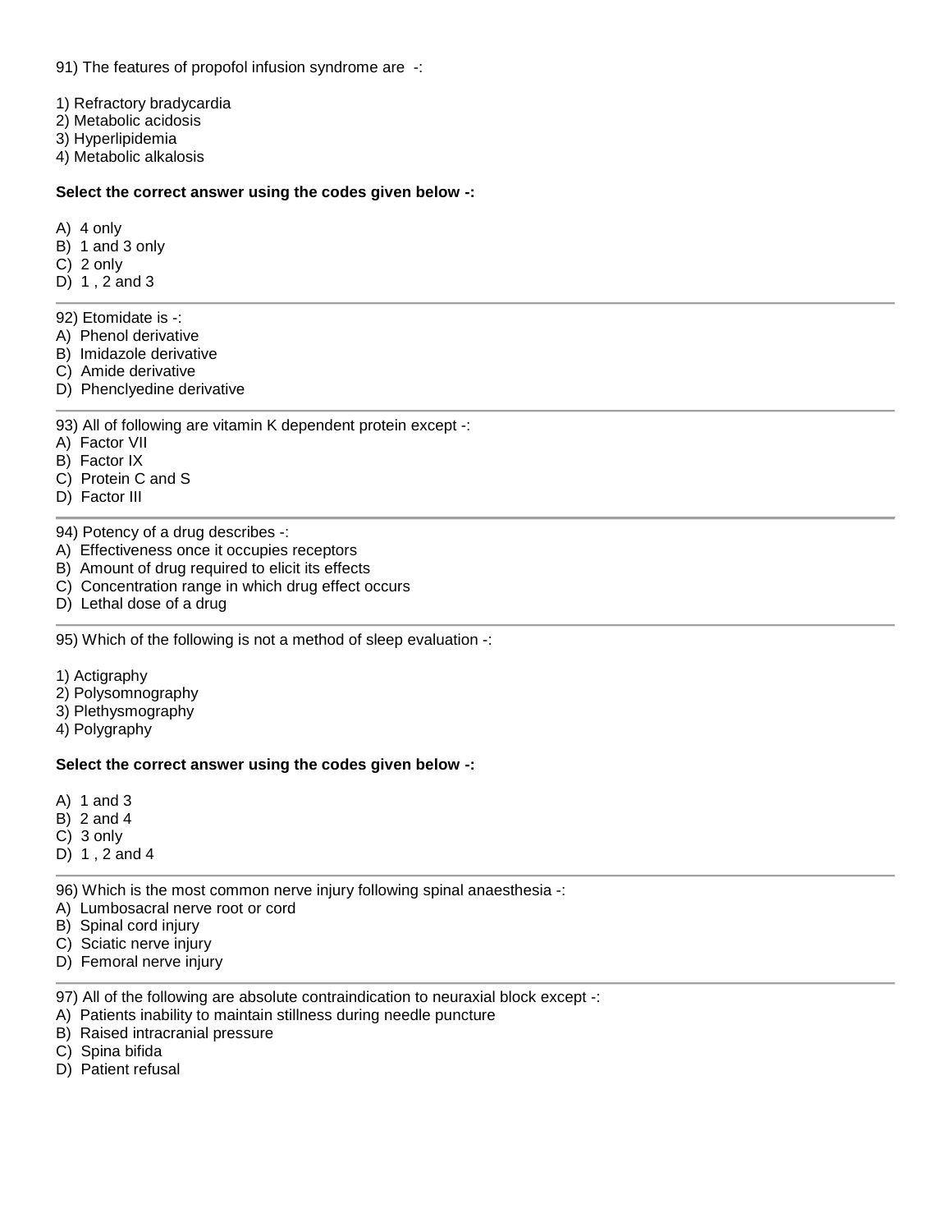91) The features of propofol infusion syndrome are -:

1) Refractory bradycardia
2) Metabolic acidosis
3) Hyperlipidemia
4) Metabolic alkalosis

**Select the correct answer using the codes given below -:**

A) 4 only
B) 1 and 3 only
C) 2 only
D) 1 , 2 and 3

---

92) Etomidate is -:
A) Phenol derivative
B) Imidazole derivative
C) Amide derivative
D) Phenclyedine derivative

---

93) All of following are vitamin K dependent protein except -:
A) Factor VII
B) Factor IX
C) Protein C and S
D) Factor III

---

94) Potency of a drug describes -:
A) Effectiveness once it occupies receptors
B) Amount of drug required to elicit its effects
C) Concentration range in which drug effect occurs
D) Lethal dose of a drug

---

95) Which of the following is not a method of sleep evaluation -:

1) Actigraphy
2) Polysomnography
3) Plethysmography
4) Polygraphy

**Select the correct answer using the codes given below -:**

A) 1 and 3
B) 2 and 4
C) 3 only
D) 1 , 2 and 4

---

96) Which is the most common nerve injury following spinal anaesthesia -:
A) Lumbosacral nerve root or cord
B) Spinal cord injury
C) Sciatic nerve injury
D) Femoral nerve injury

---

97) All of the following are absolute contraindication to neuraxial block except -:
A) Patients inability to maintain stillness during needle puncture
B) Raised intracranial pressure
C) Spina bifida
D) Patient refusal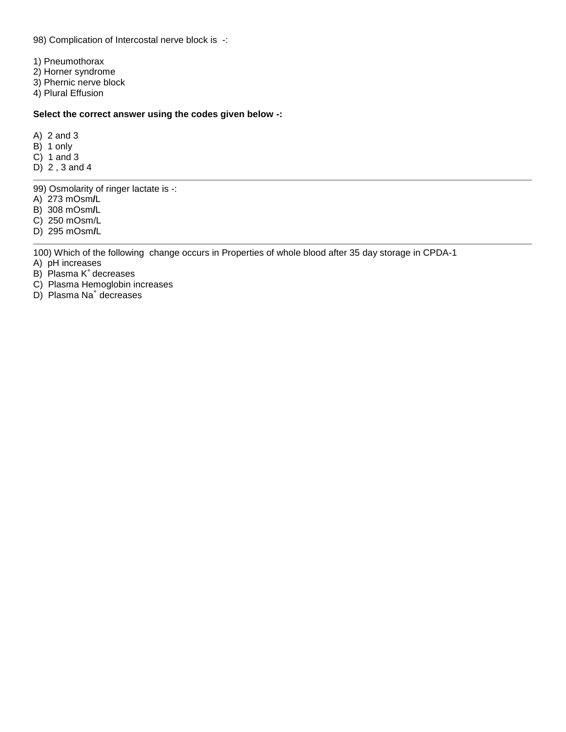98) Complication of Intercostal nerve block is -:

1) Pneumothorax
2) Horner syndrome
3) Phernic nerve block
4) Plural Effusion

**Select the correct answer using the codes given below -:**

A) 2 and 3
B) 1 only
C) 1 and 3
D) 2 , 3 and 4

---

99) Osmolarity of ringer lactate is -:
A) 273 mOsm/L
B) 308 mOsm/L
C) 250 mOsm/L
D) 295 mOsm/L

---

100) Which of the following change occurs in Properties of whole blood after 35 day storage in CPDA-1
A) pH increases
B) Plasma $K^+$ decreases
C) Plasma Hemoglobin increases
D) Plasma $Na^+$ decreases